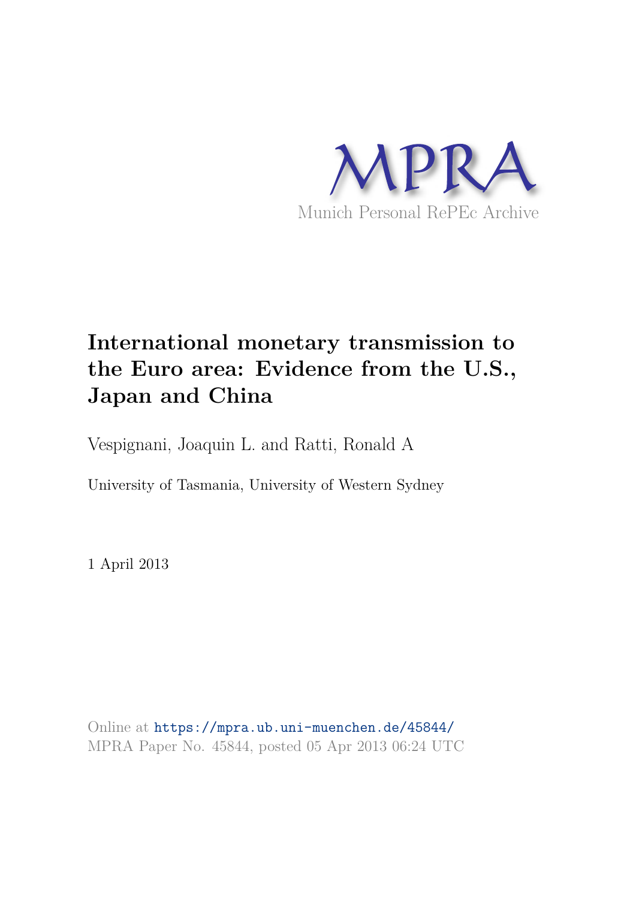MPRA

Munich Personal RePEc Archive

# International monetary transmission to the Euro area: Evidence from the U.S., Japan and China

Vespignani, Joaquin L. and Ratti, Ronald A

University of Tasmania, University of Western Sydney

1 April 2013

Online at https://mpra.ub.uni-muenchen.de/45844/
MPRA Paper No. 45844, posted 05 Apr 2013 06:24 UTC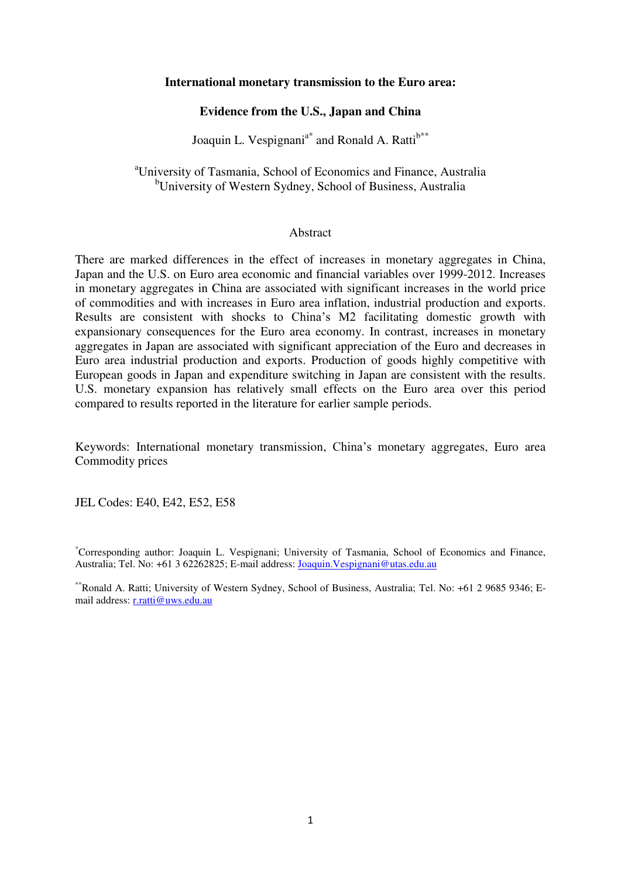**International monetary transmission to the Euro area:**

**Evidence from the U.S., Japan and China**

Joaquin L. Vespignani[a*] and Ronald A. Ratti[b**]

[a]University of Tasmania, School of Economics and Finance, Australia
[b]University of Western Sydney, School of Business, Australia

Abstract

There are marked differences in the effect of increases in monetary aggregates in China, Japan and the U.S. on Euro area economic and financial variables over 1999-2012. Increases in monetary aggregates in China are associated with significant increases in the world price of commodities and with increases in Euro area inflation, industrial production and exports. Results are consistent with shocks to China's M2 facilitating domestic growth with expansionary consequences for the Euro area economy. In contrast, increases in monetary aggregates in Japan are associated with significant appreciation of the Euro and decreases in Euro area industrial production and exports. Production of goods highly competitive with European goods in Japan and expenditure switching in Japan are consistent with the results. U.S. monetary expansion has relatively small effects on the Euro area over this period compared to results reported in the literature for earlier sample periods.

Keywords: International monetary transmission, China's monetary aggregates, Euro area Commodity prices

JEL Codes: E40, E42, E52, E58

[*]Corresponding author: Joaquin L. Vespignani; University of Tasmania, School of Economics and Finance, Australia; Tel. No: +61 3 62262825; E-mail address: Joaquin.Vespignani@utas.edu.au

[**]Ronald A. Ratti; University of Western Sydney, School of Business, Australia; Tel. No: +61 2 9685 9346; E-mail address: r.ratti@uws.edu.au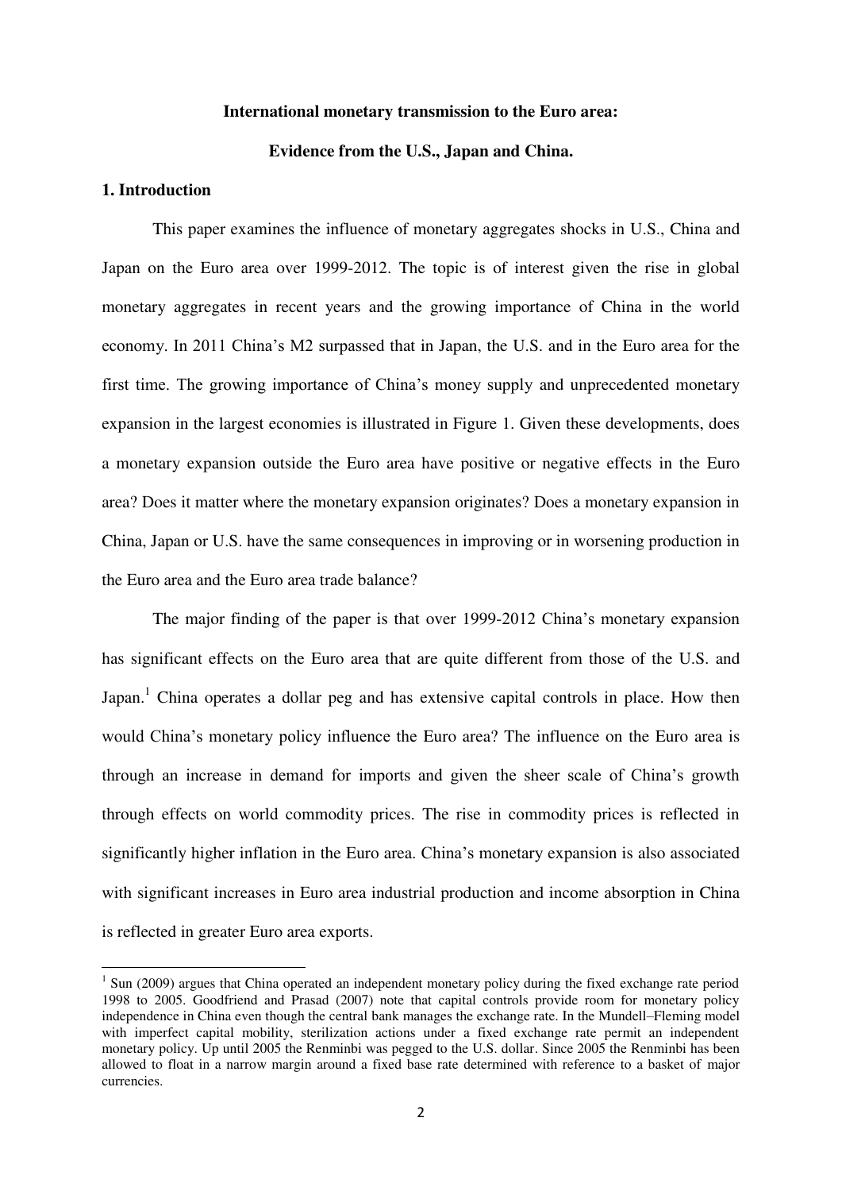**International monetary transmission to the Euro area:**

**Evidence from the U.S., Japan and China.**

## 1. Introduction

This paper examines the influence of monetary aggregates shocks in U.S., China and Japan on the Euro area over 1999-2012. The topic is of interest given the rise in global monetary aggregates in recent years and the growing importance of China in the world economy. In 2011 China's M2 surpassed that in Japan, the U.S. and in the Euro area for the first time. The growing importance of China's money supply and unprecedented monetary expansion in the largest economies is illustrated in Figure 1. Given these developments, does a monetary expansion outside the Euro area have positive or negative effects in the Euro area? Does it matter where the monetary expansion originates? Does a monetary expansion in China, Japan or U.S. have the same consequences in improving or in worsening production in the Euro area and the Euro area trade balance?

The major finding of the paper is that over 1999-2012 China's monetary expansion has significant effects on the Euro area that are quite different from those of the U.S. and Japan.[1] China operates a dollar peg and has extensive capital controls in place. How then would China's monetary policy influence the Euro area? The influence on the Euro area is through an increase in demand for imports and given the sheer scale of China's growth through effects on world commodity prices. The rise in commodity prices is reflected in significantly higher inflation in the Euro area. China's monetary expansion is also associated with significant increases in Euro area industrial production and income absorption in China is reflected in greater Euro area exports.

[1] Sun (2009) argues that China operated an independent monetary policy during the fixed exchange rate period 1998 to 2005. Goodfriend and Prasad (2007) note that capital controls provide room for monetary policy independence in China even though the central bank manages the exchange rate. In the Mundell–Fleming model with imperfect capital mobility, sterilization actions under a fixed exchange rate permit an independent monetary policy. Up until 2005 the Renminbi was pegged to the U.S. dollar. Since 2005 the Renminbi has been allowed to float in a narrow margin around a fixed base rate determined with reference to a basket of major currencies.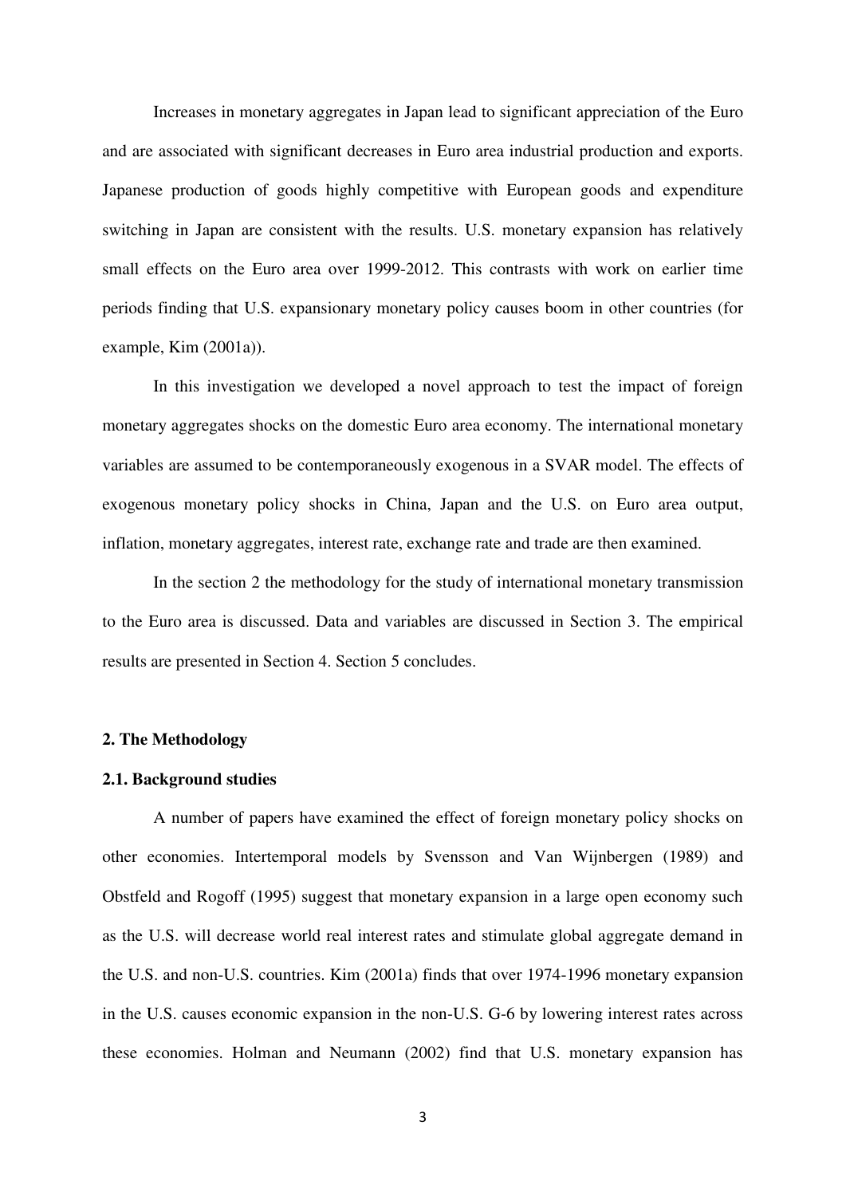Increases in monetary aggregates in Japan lead to significant appreciation of the Euro and are associated with significant decreases in Euro area industrial production and exports. Japanese production of goods highly competitive with European goods and expenditure switching in Japan are consistent with the results. U.S. monetary expansion has relatively small effects on the Euro area over 1999-2012. This contrasts with work on earlier time periods finding that U.S. expansionary monetary policy causes boom in other countries (for example, Kim (2001a)).

In this investigation we developed a novel approach to test the impact of foreign monetary aggregates shocks on the domestic Euro area economy. The international monetary variables are assumed to be contemporaneously exogenous in a SVAR model. The effects of exogenous monetary policy shocks in China, Japan and the U.S. on Euro area output, inflation, monetary aggregates, interest rate, exchange rate and trade are then examined.

In the section 2 the methodology for the study of international monetary transmission to the Euro area is discussed. Data and variables are discussed in Section 3. The empirical results are presented in Section 4. Section 5 concludes.

## 2. The Methodology

### 2.1. Background studies

A number of papers have examined the effect of foreign monetary policy shocks on other economies. Intertemporal models by Svensson and Van Wijnbergen (1989) and Obstfeld and Rogoff (1995) suggest that monetary expansion in a large open economy such as the U.S. will decrease world real interest rates and stimulate global aggregate demand in the U.S. and non-U.S. countries. Kim (2001a) finds that over 1974-1996 monetary expansion in the U.S. causes economic expansion in the non-U.S. G-6 by lowering interest rates across these economies. Holman and Neumann (2002) find that U.S. monetary expansion has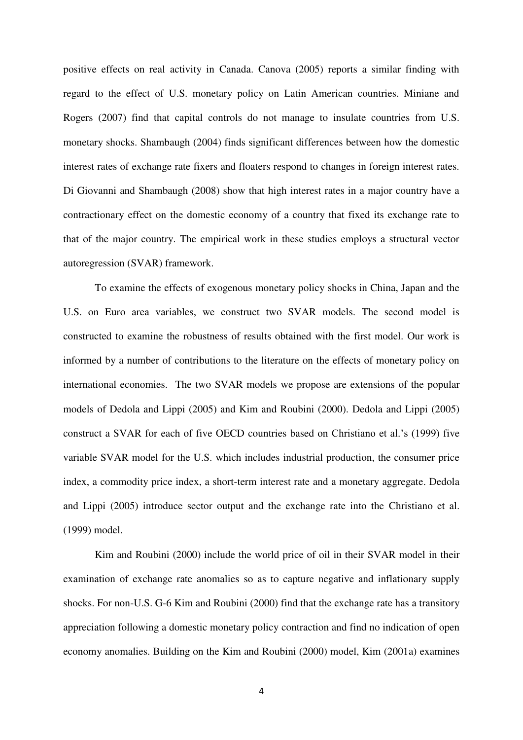positive effects on real activity in Canada. Canova (2005) reports a similar finding with regard to the effect of U.S. monetary policy on Latin American countries. Miniane and Rogers (2007) find that capital controls do not manage to insulate countries from U.S. monetary shocks. Shambaugh (2004) finds significant differences between how the domestic interest rates of exchange rate fixers and floaters respond to changes in foreign interest rates. Di Giovanni and Shambaugh (2008) show that high interest rates in a major country have a contractionary effect on the domestic economy of a country that fixed its exchange rate to that of the major country. The empirical work in these studies employs a structural vector autoregression (SVAR) framework.

To examine the effects of exogenous monetary policy shocks in China, Japan and the U.S. on Euro area variables, we construct two SVAR models. The second model is constructed to examine the robustness of results obtained with the first model. Our work is informed by a number of contributions to the literature on the effects of monetary policy on international economies. The two SVAR models we propose are extensions of the popular models of Dedola and Lippi (2005) and Kim and Roubini (2000). Dedola and Lippi (2005) construct a SVAR for each of five OECD countries based on Christiano et al.'s (1999) five variable SVAR model for the U.S. which includes industrial production, the consumer price index, a commodity price index, a short-term interest rate and a monetary aggregate. Dedola and Lippi (2005) introduce sector output and the exchange rate into the Christiano et al. (1999) model.

Kim and Roubini (2000) include the world price of oil in their SVAR model in their examination of exchange rate anomalies so as to capture negative and inflationary supply shocks. For non-U.S. G-6 Kim and Roubini (2000) find that the exchange rate has a transitory appreciation following a domestic monetary policy contraction and find no indication of open economy anomalies. Building on the Kim and Roubini (2000) model, Kim (2001a) examines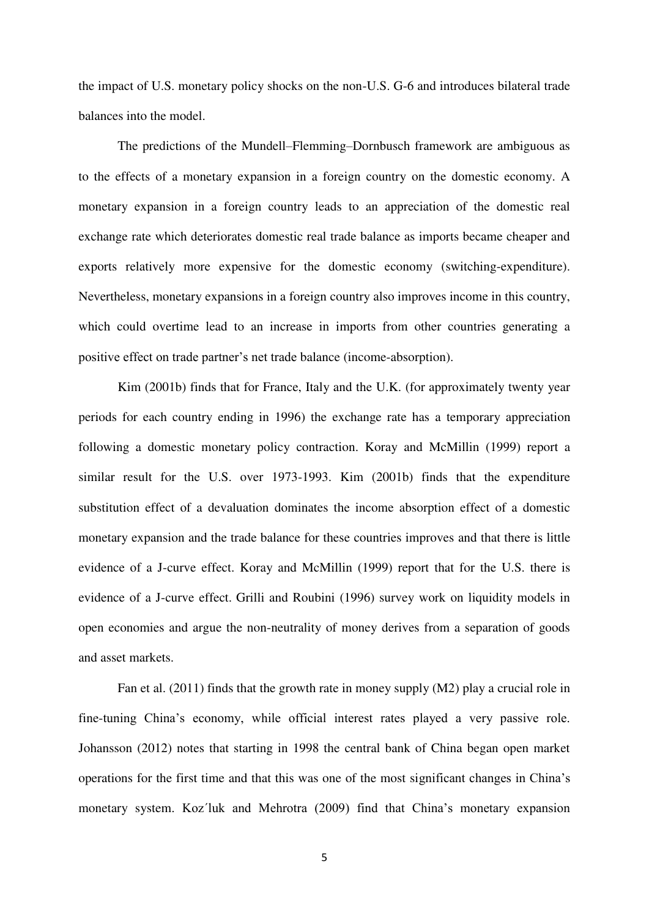the impact of U.S. monetary policy shocks on the non-U.S. G-6 and introduces bilateral trade balances into the model.

The predictions of the Mundell–Flemming–Dornbusch framework are ambiguous as to the effects of a monetary expansion in a foreign country on the domestic economy. A monetary expansion in a foreign country leads to an appreciation of the domestic real exchange rate which deteriorates domestic real trade balance as imports became cheaper and exports relatively more expensive for the domestic economy (switching-expenditure). Nevertheless, monetary expansions in a foreign country also improves income in this country, which could overtime lead to an increase in imports from other countries generating a positive effect on trade partner's net trade balance (income-absorption).

Kim (2001b) finds that for France, Italy and the U.K. (for approximately twenty year periods for each country ending in 1996) the exchange rate has a temporary appreciation following a domestic monetary policy contraction. Koray and McMillin (1999) report a similar result for the U.S. over 1973-1993. Kim (2001b) finds that the expenditure substitution effect of a devaluation dominates the income absorption effect of a domestic monetary expansion and the trade balance for these countries improves and that there is little evidence of a J-curve effect. Koray and McMillin (1999) report that for the U.S. there is evidence of a J-curve effect. Grilli and Roubini (1996) survey work on liquidity models in open economies and argue the non-neutrality of money derives from a separation of goods and asset markets.

Fan et al. (2011) finds that the growth rate in money supply (M2) play a crucial role in fine-tuning China's economy, while official interest rates played a very passive role. Johansson (2012) notes that starting in 1998 the central bank of China began open market operations for the first time and that this was one of the most significant changes in China's monetary system. Koz´luk and Mehrotra (2009) find that China's monetary expansion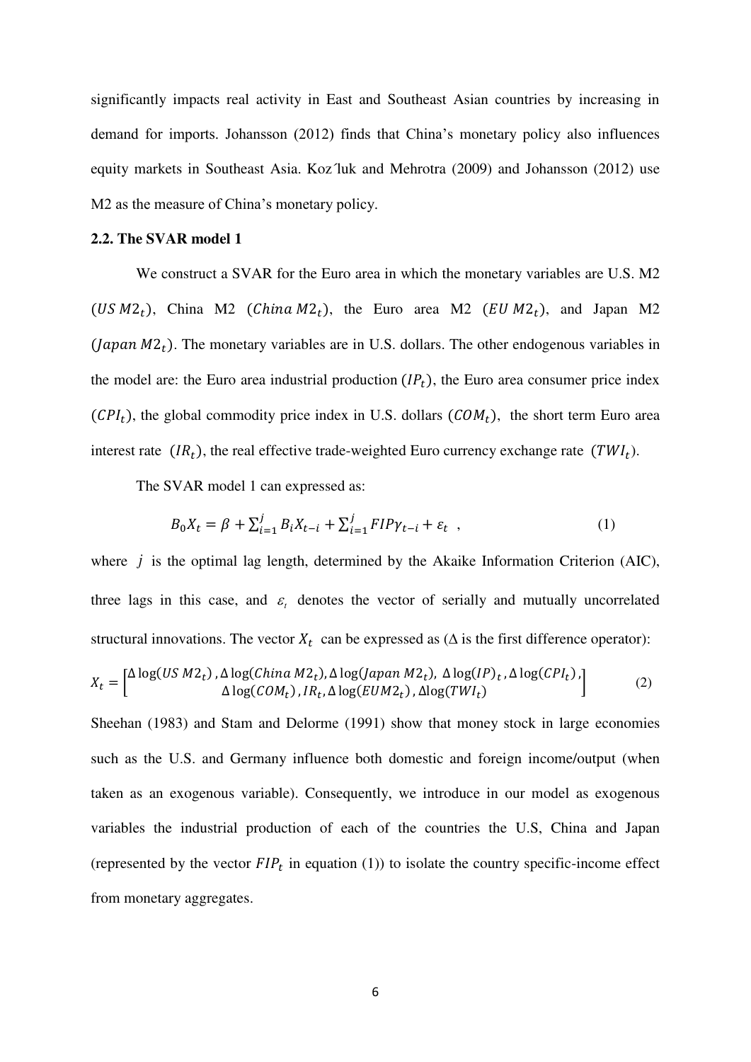significantly impacts real activity in East and Southeast Asian countries by increasing in demand for imports. Johansson (2012) finds that China's monetary policy also influences equity markets in Southeast Asia. Koz´luk and Mehrotra (2009) and Johansson (2012) use M2 as the measure of China's monetary policy.

### 2.2. The SVAR model 1

We construct a SVAR for the Euro area in which the monetary variables are U.S. M2 ($US\,M2_t$), China M2 ($China\,M2_t$), the Euro area M2 ($EU\,M2_t$), and Japan M2 ($Japan\,M2_t$). The monetary variables are in U.S. dollars. The other endogenous variables in the model are: the Euro area industrial production ($IP_t$), the Euro area consumer price index ($CPI_t$), the global commodity price index in U.S. dollars ($COM_t$), the short term Euro area interest rate ($IR_t$), the real effective trade-weighted Euro currency exchange rate ($TWI_t$).

The SVAR model 1 can expressed as:

$$B_0 X_t = \beta + \sum_{i=1}^{j} B_i X_{t-i} + \sum_{i=1}^{j} FIP\gamma_{t-i} + \varepsilon_t \quad , \tag{1}$$

where $j$ is the optimal lag length, determined by the Akaike Information Criterion (AIC), three lags in this case, and $\varepsilon_t$ denotes the vector of serially and mutually uncorrelated structural innovations. The vector $X_t$ can be expressed as ($\Delta$ is the first difference operator):

$$X_t = \begin{bmatrix} \Delta\log(US\,M2_t)\,, \Delta\log(China\,M2_t), \Delta\log(Japan\,M2_t),\ \Delta\log(IP)_t\,, \Delta\log(CPI_t)\,, \\ \Delta\log(COM_t)\,, IR_t, \Delta\log(EUM2_t)\,, \Delta\log(TWI_t) \end{bmatrix} \tag{2}$$

Sheehan (1983) and Stam and Delorme (1991) show that money stock in large economies such as the U.S. and Germany influence both domestic and foreign income/output (when taken as an exogenous variable). Consequently, we introduce in our model as exogenous variables the industrial production of each of the countries the U.S, China and Japan (represented by the vector $FIP_t$ in equation (1)) to isolate the country specific-income effect from monetary aggregates.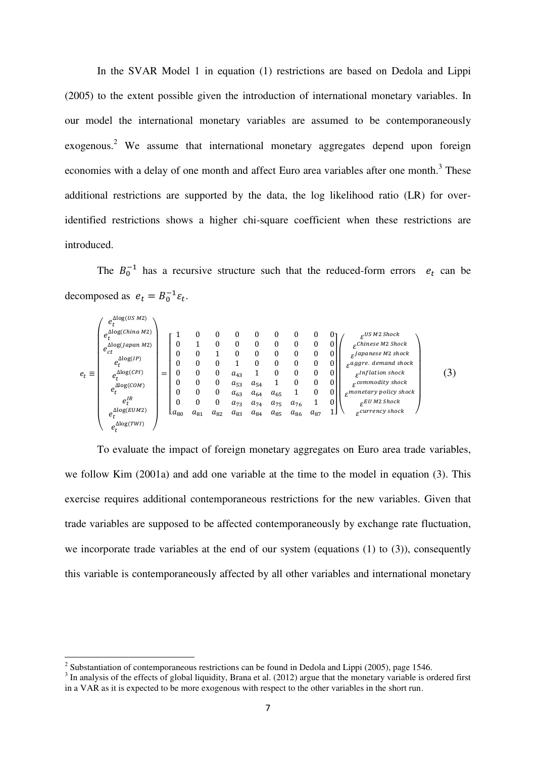In the SVAR Model 1 in equation (1) restrictions are based on Dedola and Lippi (2005) to the extent possible given the introduction of international monetary variables. In our model the international monetary variables are assumed to be contemporaneously exogenous.[2] We assume that international monetary aggregates depend upon foreign economies with a delay of one month and affect Euro area variables after one month.[3] These additional restrictions are supported by the data, the log likelihood ratio (LR) for over-identified restrictions shows a higher chi-square coefficient when these restrictions are introduced.

The $B_0^{-1}$ has a recursive structure such that the reduced-form errors $e_t$ can be decomposed as $e_t = B_0^{-1}\varepsilon_t$.

$$
e_t \equiv \begin{pmatrix} e_t^{\Delta\log(US\ M2)} \\ e_t^{\Delta\log(China\ M2)} \\ e_{ct}^{\Delta\log(Japan\ M2)} \\ e_t^{\Delta\log(IP)} \\ e_t^{\Delta\log(CPI)} \\ e_t^{\Delta\log(COM)} \\ e_t^{IR} \\ e_t^{\Delta\log(EUM2)} \\ e_t^{\Delta\log(TWI)} \end{pmatrix} = \begin{bmatrix} 1 & 0 & 0 & 0 & 0 & 0 & 0 & 0 & 0 \\ 0 & 1 & 0 & 0 & 0 & 0 & 0 & 0 & 0 \\ 0 & 0 & 1 & 0 & 0 & 0 & 0 & 0 & 0 \\ 0 & 0 & 0 & 1 & 0 & 0 & 0 & 0 & 0 \\ 0 & 0 & 0 & a_{43} & 1 & 0 & 0 & 0 & 0 \\ 0 & 0 & 0 & a_{53} & a_{54} & 1 & 0 & 0 & 0 \\ 0 & 0 & 0 & a_{63} & a_{64} & a_{65} & 1 & 0 & 0 \\ 0 & 0 & 0 & a_{73} & a_{74} & a_{75} & a_{76} & 1 & 0 \\ a_{80} & a_{81} & a_{82} & a_{83} & a_{84} & a_{85} & a_{86} & a_{87} & 1 \end{bmatrix} \begin{pmatrix} \varepsilon^{US\ M2\ Shock} \\ \varepsilon^{Chinese\ M2\ Shock} \\ \varepsilon^{Japanese\ M2\ shock} \\ \varepsilon^{aggre.\ demand\ shock} \\ \varepsilon^{Inflation\ shock} \\ \varepsilon^{commodity\ shock} \\ \varepsilon^{monetary\ policy\ shock} \\ \varepsilon^{EU\ M2\ Shock} \\ \varepsilon^{currency\ shock} \end{pmatrix} \tag{3}
$$

To evaluate the impact of foreign monetary aggregates on Euro area trade variables, we follow Kim (2001a) and add one variable at the time to the model in equation (3). This exercise requires additional contemporaneous restrictions for the new variables. Given that trade variables are supposed to be affected contemporaneously by exchange rate fluctuation, we incorporate trade variables at the end of our system (equations (1) to (3)), consequently this variable is contemporaneously affected by all other variables and international monetary

---

[2] Substantiation of contemporaneous restrictions can be found in Dedola and Lippi (2005), page 1546.

[3] In analysis of the effects of global liquidity, Brana et al. (2012) argue that the monetary variable is ordered first in a VAR as it is expected to be more exogenous with respect to the other variables in the short run.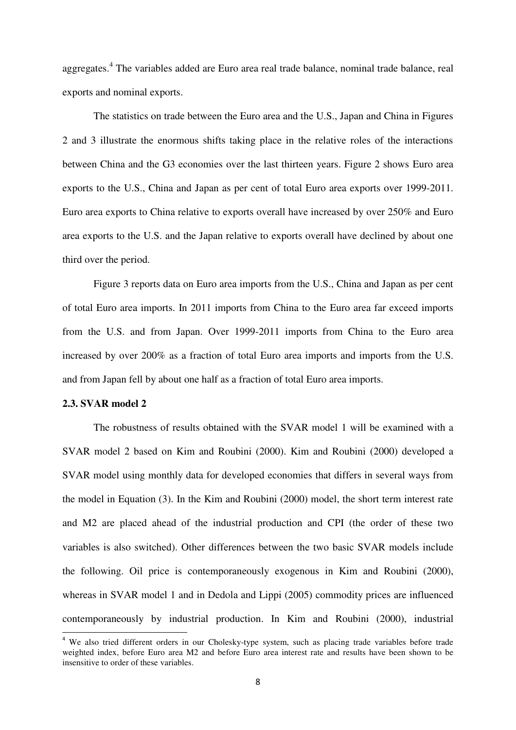aggregates.[4] The variables added are Euro area real trade balance, nominal trade balance, real exports and nominal exports.

The statistics on trade between the Euro area and the U.S., Japan and China in Figures 2 and 3 illustrate the enormous shifts taking place in the relative roles of the interactions between China and the G3 economies over the last thirteen years. Figure 2 shows Euro area exports to the U.S., China and Japan as per cent of total Euro area exports over 1999-2011. Euro area exports to China relative to exports overall have increased by over 250% and Euro area exports to the U.S. and the Japan relative to exports overall have declined by about one third over the period.

Figure 3 reports data on Euro area imports from the U.S., China and Japan as per cent of total Euro area imports. In 2011 imports from China to the Euro area far exceed imports from the U.S. and from Japan. Over 1999-2011 imports from China to the Euro area increased by over 200% as a fraction of total Euro area imports and imports from the U.S. and from Japan fell by about one half as a fraction of total Euro area imports.

### 2.3. SVAR model 2

The robustness of results obtained with the SVAR model 1 will be examined with a SVAR model 2 based on Kim and Roubini (2000). Kim and Roubini (2000) developed a SVAR model using monthly data for developed economies that differs in several ways from the model in Equation (3). In the Kim and Roubini (2000) model, the short term interest rate and M2 are placed ahead of the industrial production and CPI (the order of these two variables is also switched). Other differences between the two basic SVAR models include the following. Oil price is contemporaneously exogenous in Kim and Roubini (2000), whereas in SVAR model 1 and in Dedola and Lippi (2005) commodity prices are influenced contemporaneously by industrial production. In Kim and Roubini (2000), industrial

[4] We also tried different orders in our Cholesky-type system, such as placing trade variables before trade weighted index, before Euro area M2 and before Euro area interest rate and results have been shown to be insensitive to order of these variables.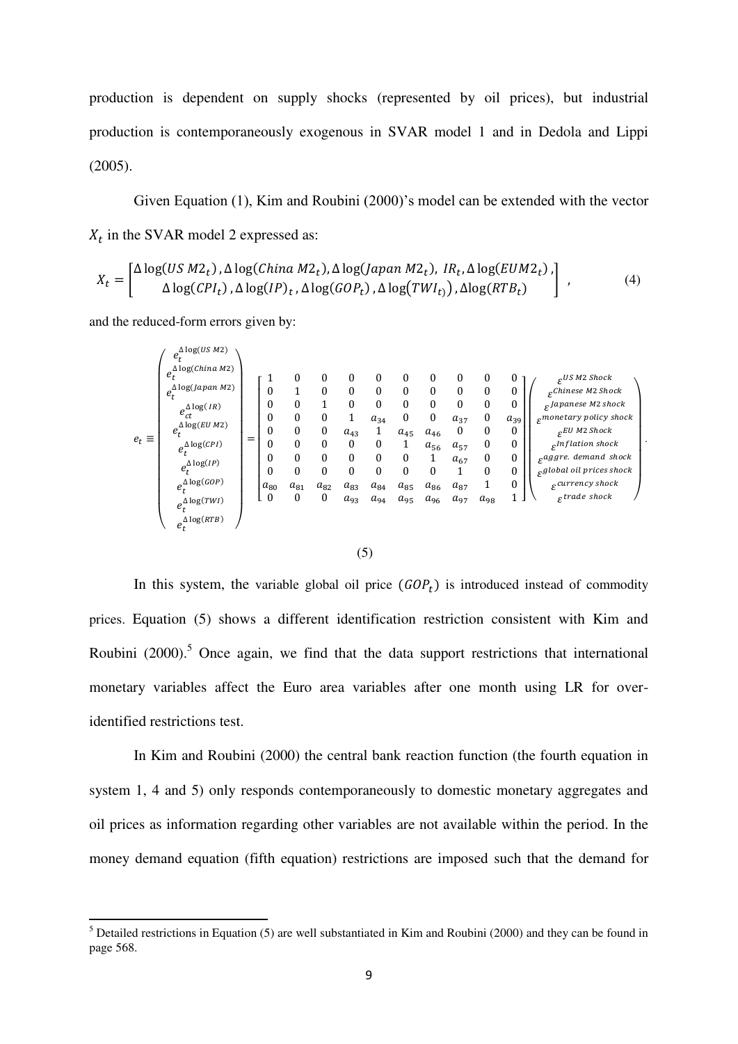production is dependent on supply shocks (represented by oil prices), but industrial production is contemporaneously exogenous in SVAR model 1 and in Dedola and Lippi (2005).

Given Equation (1), Kim and Roubini (2000)'s model can be extended with the vector $X_t$ in the SVAR model 2 expressed as:

$$X_t = \begin{bmatrix} \Delta\log(US\ M2_t), \Delta\log(China\ M2_t), \Delta\log(Japan\ M2_t),\ IR_t, \Delta\log(EUM2_t), \\ \Delta\log(CPI_t), \Delta\log(IP)_t, \Delta\log(GOP_t), \Delta\log(TWI_{t)}), \Delta\log(RTB_t) \end{bmatrix}, \tag{4}$$

and the reduced-form errors given by:

$$e_t \equiv \begin{pmatrix} e_t^{\Delta\log(US\ M2)} \\ e_t^{\Delta\log(China\ M2)} \\ e_t^{\Delta\log(Japan\ M2)} \\ e_{ct}^{\Delta\log(IR)} \\ e_t^{\Delta\log(EU\ M2)} \\ e_t^{\Delta\log(CPI)} \\ e_t^{\Delta\log(IP)} \\ e_t^{\Delta\log(GOP)} \\ e_t^{\Delta\log(TWI)} \\ e_t^{\Delta\log(RTB)} \end{pmatrix} = \begin{bmatrix} 1 & 0 & 0 & 0 & 0 & 0 & 0 & 0 & 0 & 0 \\ 0 & 1 & 0 & 0 & 0 & 0 & 0 & 0 & 0 & 0 \\ 0 & 0 & 1 & 0 & 0 & 0 & 0 & 0 & 0 & 0 \\ 0 & 0 & 0 & 1 & a_{34} & 0 & 0 & a_{37} & 0 & a_{39} \\ 0 & 0 & 0 & a_{43} & 1 & a_{45} & a_{46} & 0 & 0 & 0 \\ 0 & 0 & 0 & 0 & 0 & 1 & a_{56} & a_{57} & 0 & 0 \\ 0 & 0 & 0 & 0 & 0 & 0 & 1 & a_{67} & 0 & 0 \\ 0 & 0 & 0 & 0 & 0 & 0 & 0 & 1 & 0 & 0 \\ a_{80} & a_{81} & a_{82} & a_{83} & a_{84} & a_{85} & a_{86} & a_{87} & 1 & 0 \\ 0 & 0 & 0 & a_{93} & a_{94} & a_{95} & a_{96} & a_{97} & a_{98} & 1 \end{bmatrix} \begin{pmatrix} \varepsilon^{US\ M2\ Shock} \\ \varepsilon^{Chinese\ M2\ Shock} \\ \varepsilon^{Japanese\ M2\ shock} \\ \varepsilon^{monetary\ policy\ shock} \\ \varepsilon^{EU\ M2\ Shock} \\ \varepsilon^{Inflation\ shock} \\ \varepsilon^{aggre.\ demand\ shock} \\ \varepsilon^{global\ oil\ prices\ shock} \\ \varepsilon^{currency\ shock} \\ \varepsilon^{trade\ shock} \end{pmatrix}. \tag{5}$$

In this system, the variable global oil price ($GOP_t$) is introduced instead of commodity prices. Equation (5) shows a different identification restriction consistent with Kim and Roubini (2000).[5] Once again, we find that the data support restrictions that international monetary variables affect the Euro area variables after one month using LR for over-identified restrictions test.

In Kim and Roubini (2000) the central bank reaction function (the fourth equation in system 1, 4 and 5) only responds contemporaneously to domestic monetary aggregates and oil prices as information regarding other variables are not available within the period. In the money demand equation (fifth equation) restrictions are imposed such that the demand for

[5] Detailed restrictions in Equation (5) are well substantiated in Kim and Roubini (2000) and they can be found in page 568.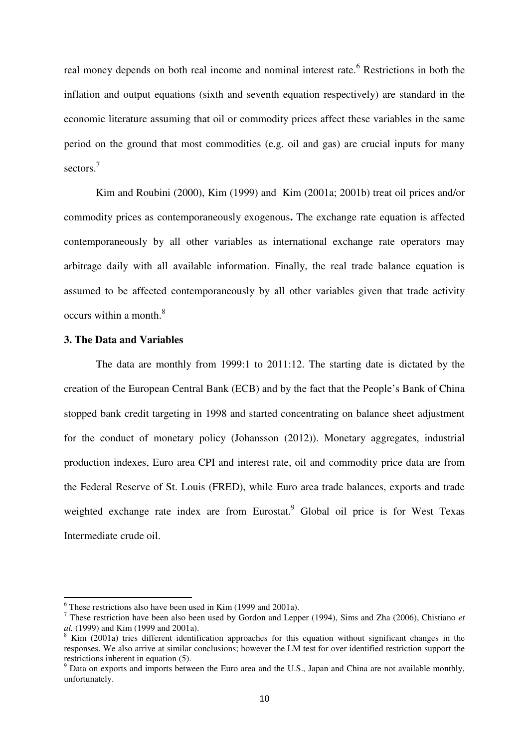real money depends on both real income and nominal interest rate.[6] Restrictions in both the inflation and output equations (sixth and seventh equation respectively) are standard in the economic literature assuming that oil or commodity prices affect these variables in the same period on the ground that most commodities (e.g. oil and gas) are crucial inputs for many sectors.[7]

Kim and Roubini (2000), Kim (1999) and Kim (2001a; 2001b) treat oil prices and/or commodity prices as contemporaneously exogenous**.** The exchange rate equation is affected contemporaneously by all other variables as international exchange rate operators may arbitrage daily with all available information. Finally, the real trade balance equation is assumed to be affected contemporaneously by all other variables given that trade activity occurs within a month.[8]

### 3. The Data and Variables

The data are monthly from 1999:1 to 2011:12. The starting date is dictated by the creation of the European Central Bank (ECB) and by the fact that the People's Bank of China stopped bank credit targeting in 1998 and started concentrating on balance sheet adjustment for the conduct of monetary policy (Johansson (2012)). Monetary aggregates, industrial production indexes, Euro area CPI and interest rate, oil and commodity price data are from the Federal Reserve of St. Louis (FRED), while Euro area trade balances, exports and trade weighted exchange rate index are from Eurostat.[9] Global oil price is for West Texas Intermediate crude oil.

---

[6] These restrictions also have been used in Kim (1999 and 2001a).

[7] These restriction have been also been used by Gordon and Lepper (1994), Sims and Zha (2006), Chistiano *et al.* (1999) and Kim (1999 and 2001a).

[8] Kim (2001a) tries different identification approaches for this equation without significant changes in the responses. We also arrive at similar conclusions; however the LM test for over identified restriction support the restrictions inherent in equation (5).

[9] Data on exports and imports between the Euro area and the U.S., Japan and China are not available monthly, unfortunately.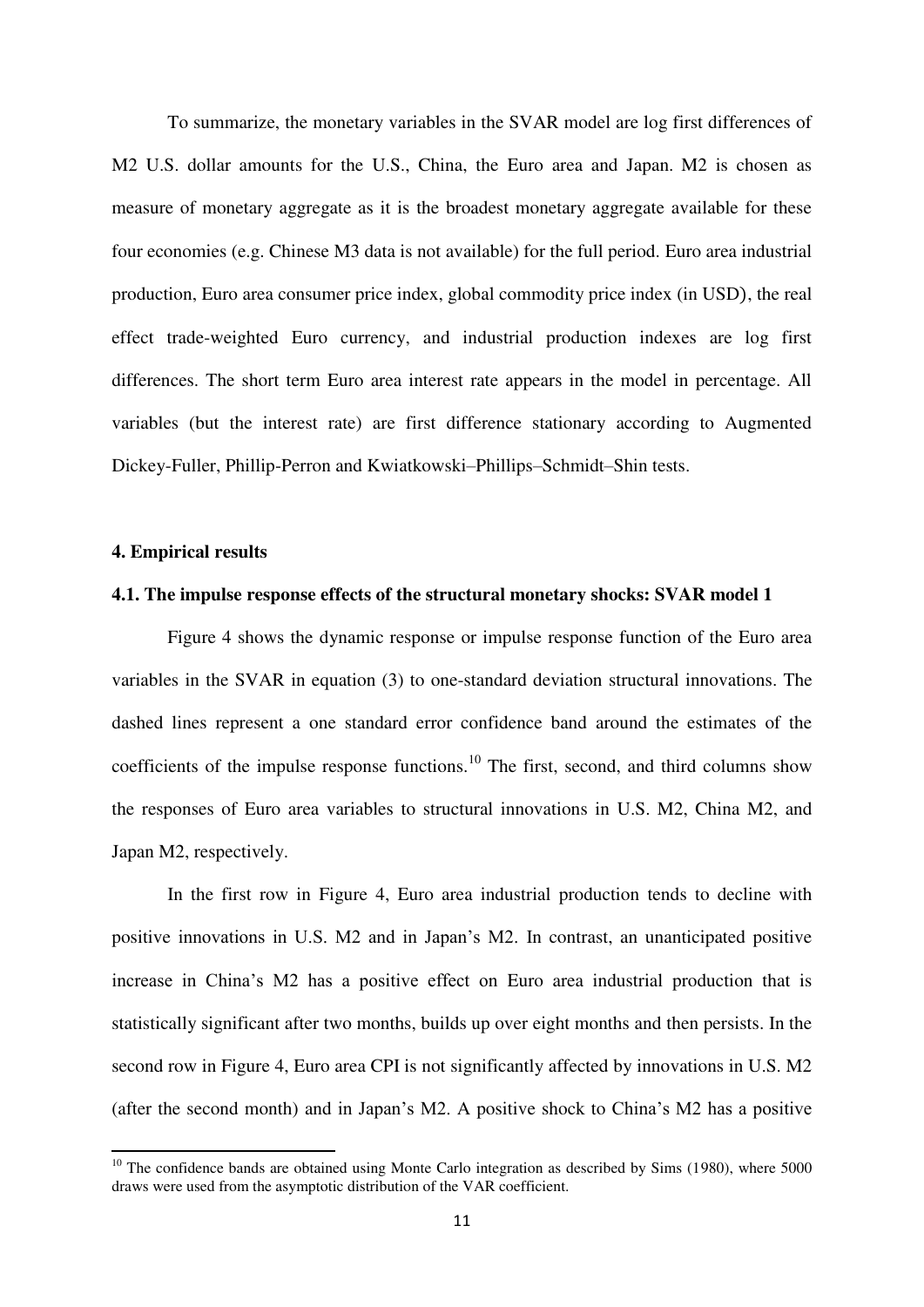To summarize, the monetary variables in the SVAR model are log first differences of M2 U.S. dollar amounts for the U.S., China, the Euro area and Japan. M2 is chosen as measure of monetary aggregate as it is the broadest monetary aggregate available for these four economies (e.g. Chinese M3 data is not available) for the full period. Euro area industrial production, Euro area consumer price index, global commodity price index (in USD), the real effect trade-weighted Euro currency, and industrial production indexes are log first differences. The short term Euro area interest rate appears in the model in percentage. All variables (but the interest rate) are first difference stationary according to Augmented Dickey-Fuller, Phillip-Perron and Kwiatkowski–Phillips–Schmidt–Shin tests.

## 4. Empirical results

### 4.1. The impulse response effects of the structural monetary shocks: SVAR model 1

Figure 4 shows the dynamic response or impulse response function of the Euro area variables in the SVAR in equation (3) to one-standard deviation structural innovations. The dashed lines represent a one standard error confidence band around the estimates of the coefficients of the impulse response functions.[10] The first, second, and third columns show the responses of Euro area variables to structural innovations in U.S. M2, China M2, and Japan M2, respectively.

In the first row in Figure 4, Euro area industrial production tends to decline with positive innovations in U.S. M2 and in Japan's M2. In contrast, an unanticipated positive increase in China's M2 has a positive effect on Euro area industrial production that is statistically significant after two months, builds up over eight months and then persists. In the second row in Figure 4, Euro area CPI is not significantly affected by innovations in U.S. M2 (after the second month) and in Japan's M2. A positive shock to China's M2 has a positive

[10] The confidence bands are obtained using Monte Carlo integration as described by Sims (1980), where 5000 draws were used from the asymptotic distribution of the VAR coefficient.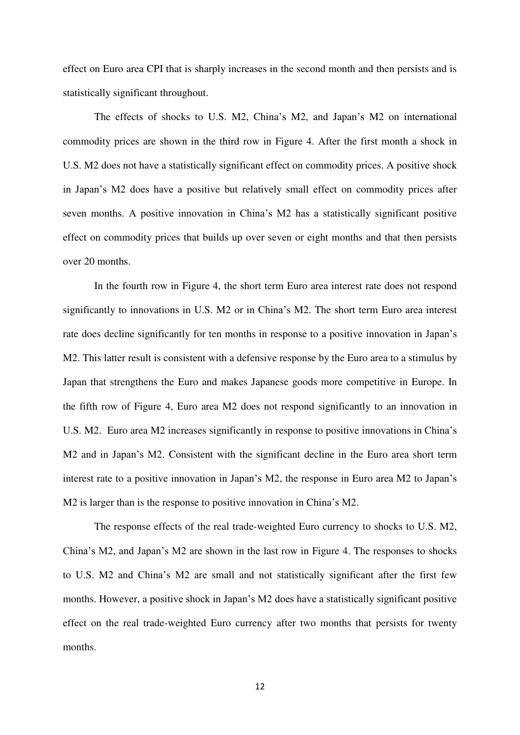effect on Euro area CPI that is sharply increases in the second month and then persists and is statistically significant throughout.

The effects of shocks to U.S. M2, China's M2, and Japan's M2 on international commodity prices are shown in the third row in Figure 4. After the first month a shock in U.S. M2 does not have a statistically significant effect on commodity prices. A positive shock in Japan's M2 does have a positive but relatively small effect on commodity prices after seven months. A positive innovation in China's M2 has a statistically significant positive effect on commodity prices that builds up over seven or eight months and that then persists over 20 months.

In the fourth row in Figure 4, the short term Euro area interest rate does not respond significantly to innovations in U.S. M2 or in China's M2. The short term Euro area interest rate does decline significantly for ten months in response to a positive innovation in Japan's M2. This latter result is consistent with a defensive response by the Euro area to a stimulus by Japan that strengthens the Euro and makes Japanese goods more competitive in Europe. In the fifth row of Figure 4, Euro area M2 does not respond significantly to an innovation in U.S. M2. Euro area M2 increases significantly in response to positive innovations in China's M2 and in Japan's M2. Consistent with the significant decline in the Euro area short term interest rate to a positive innovation in Japan's M2, the response in Euro area M2 to Japan's M2 is larger than is the response to positive innovation in China's M2.

The response effects of the real trade-weighted Euro currency to shocks to U.S. M2, China's M2, and Japan's M2 are shown in the last row in Figure 4. The responses to shocks to U.S. M2 and China's M2 are small and not statistically significant after the first few months. However, a positive shock in Japan's M2 does have a statistically significant positive effect on the real trade-weighted Euro currency after two months that persists for twenty months.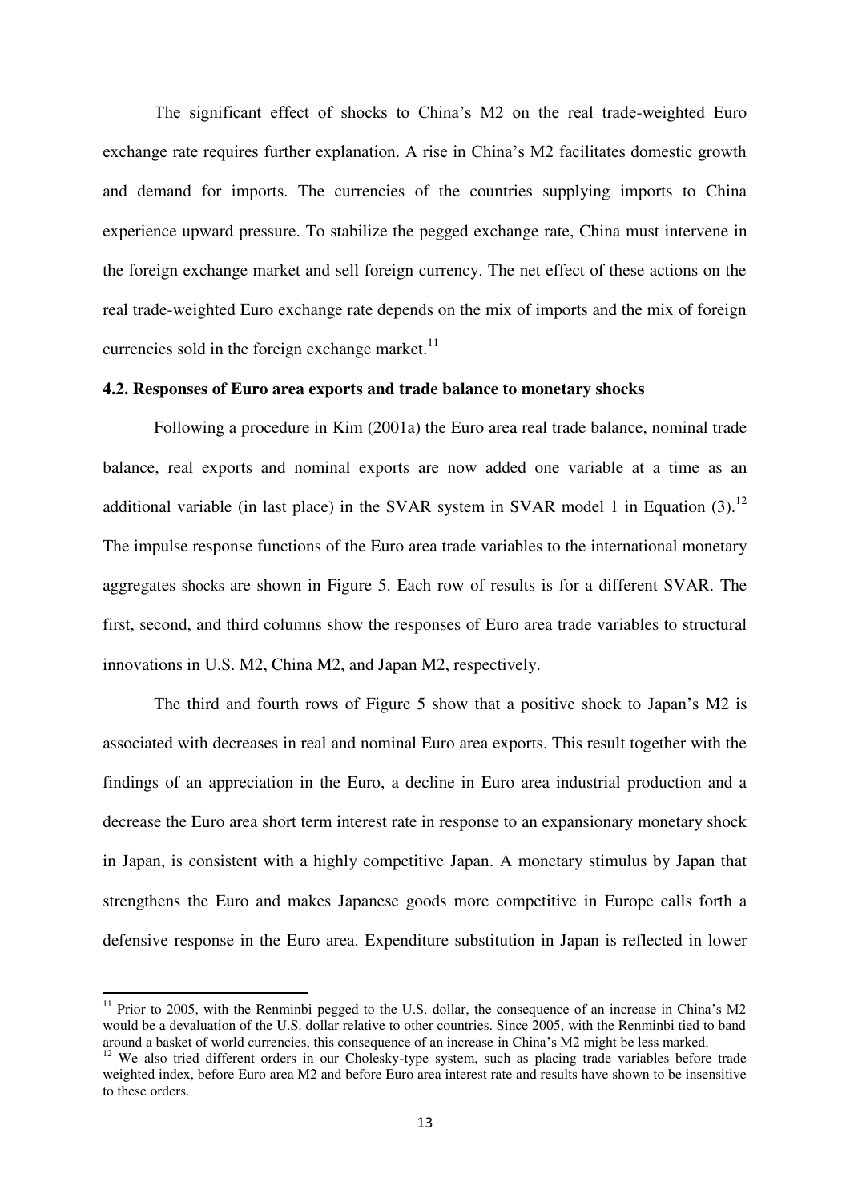The significant effect of shocks to China's M2 on the real trade-weighted Euro exchange rate requires further explanation. A rise in China's M2 facilitates domestic growth and demand for imports. The currencies of the countries supplying imports to China experience upward pressure. To stabilize the pegged exchange rate, China must intervene in the foreign exchange market and sell foreign currency. The net effect of these actions on the real trade-weighted Euro exchange rate depends on the mix of imports and the mix of foreign currencies sold in the foreign exchange market.[11]

**4.2. Responses of Euro area exports and trade balance to monetary shocks**

Following a procedure in Kim (2001a) the Euro area real trade balance, nominal trade balance, real exports and nominal exports are now added one variable at a time as an additional variable (in last place) in the SVAR system in SVAR model 1 in Equation (3).[12] The impulse response functions of the Euro area trade variables to the international monetary aggregates shocks are shown in Figure 5. Each row of results is for a different SVAR. The first, second, and third columns show the responses of Euro area trade variables to structural innovations in U.S. M2, China M2, and Japan M2, respectively.

The third and fourth rows of Figure 5 show that a positive shock to Japan's M2 is associated with decreases in real and nominal Euro area exports. This result together with the findings of an appreciation in the Euro, a decline in Euro area industrial production and a decrease the Euro area short term interest rate in response to an expansionary monetary shock in Japan, is consistent with a highly competitive Japan. A monetary stimulus by Japan that strengthens the Euro and makes Japanese goods more competitive in Europe calls forth a defensive response in the Euro area. Expenditure substitution in Japan is reflected in lower

[11] Prior to 2005, with the Renminbi pegged to the U.S. dollar, the consequence of an increase in China's M2 would be a devaluation of the U.S. dollar relative to other countries. Since 2005, with the Renminbi tied to band around a basket of world currencies, this consequence of an increase in China's M2 might be less marked.

[12] We also tried different orders in our Cholesky-type system, such as placing trade variables before trade weighted index, before Euro area M2 and before Euro area interest rate and results have shown to be insensitive to these orders.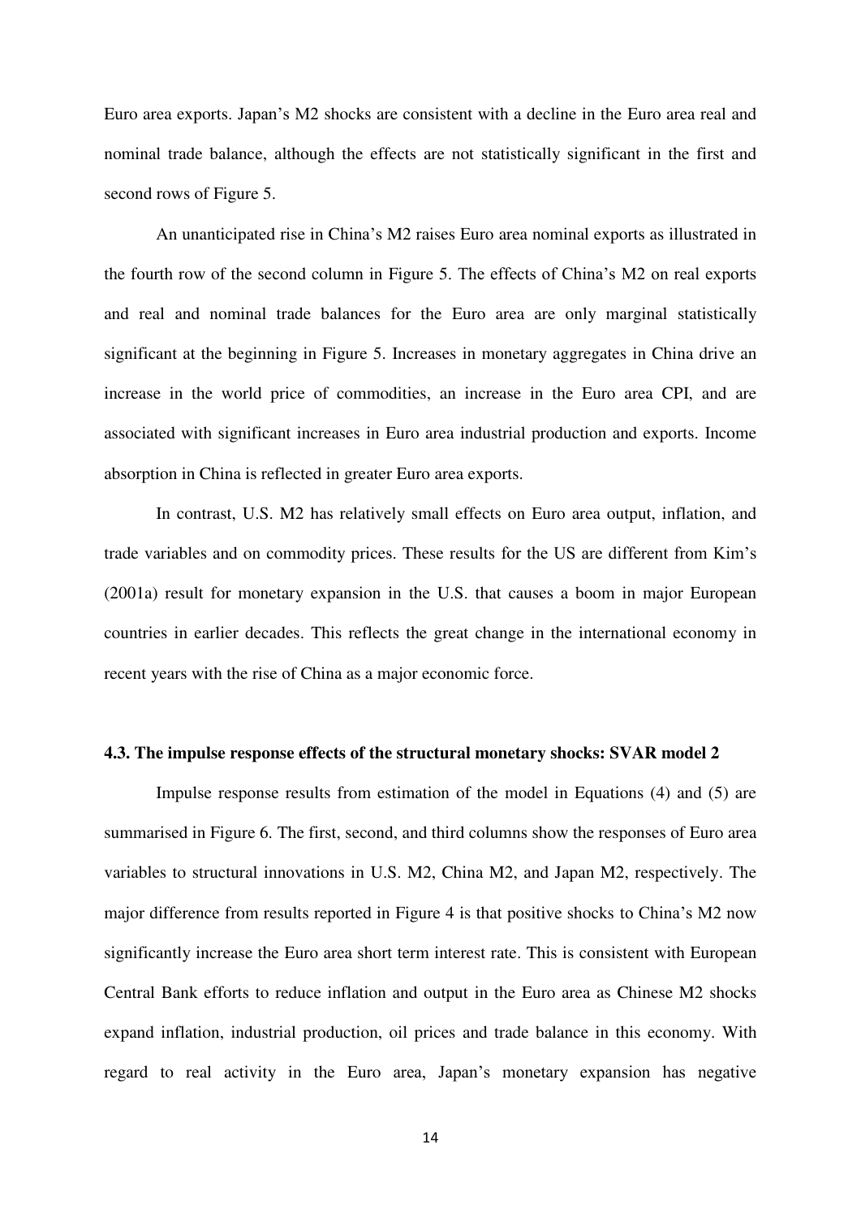Euro area exports. Japan's M2 shocks are consistent with a decline in the Euro area real and nominal trade balance, although the effects are not statistically significant in the first and second rows of Figure 5.

An unanticipated rise in China's M2 raises Euro area nominal exports as illustrated in the fourth row of the second column in Figure 5. The effects of China's M2 on real exports and real and nominal trade balances for the Euro area are only marginal statistically significant at the beginning in Figure 5. Increases in monetary aggregates in China drive an increase in the world price of commodities, an increase in the Euro area CPI, and are associated with significant increases in Euro area industrial production and exports. Income absorption in China is reflected in greater Euro area exports.

In contrast, U.S. M2 has relatively small effects on Euro area output, inflation, and trade variables and on commodity prices. These results for the US are different from Kim's (2001a) result for monetary expansion in the U.S. that causes a boom in major European countries in earlier decades. This reflects the great change in the international economy in recent years with the rise of China as a major economic force.

### 4.3. The impulse response effects of the structural monetary shocks: SVAR model 2

Impulse response results from estimation of the model in Equations (4) and (5) are summarised in Figure 6. The first, second, and third columns show the responses of Euro area variables to structural innovations in U.S. M2, China M2, and Japan M2, respectively. The major difference from results reported in Figure 4 is that positive shocks to China's M2 now significantly increase the Euro area short term interest rate. This is consistent with European Central Bank efforts to reduce inflation and output in the Euro area as Chinese M2 shocks expand inflation, industrial production, oil prices and trade balance in this economy. With regard to real activity in the Euro area, Japan's monetary expansion has negative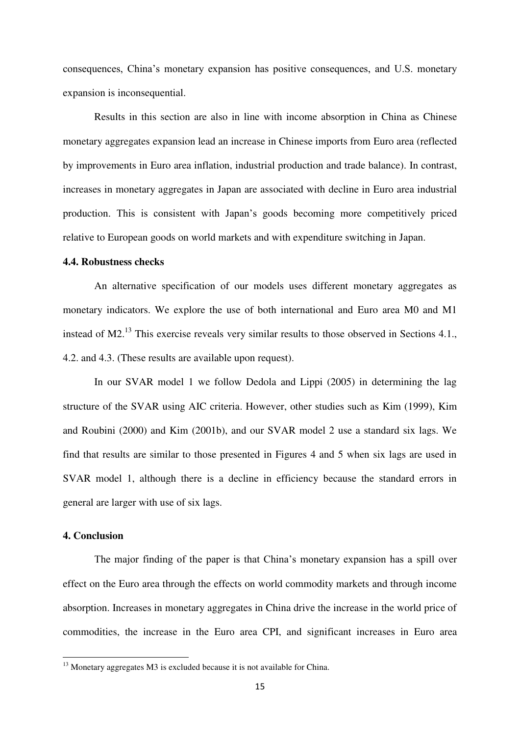consequences, China's monetary expansion has positive consequences, and U.S. monetary expansion is inconsequential.

Results in this section are also in line with income absorption in China as Chinese monetary aggregates expansion lead an increase in Chinese imports from Euro area (reflected by improvements in Euro area inflation, industrial production and trade balance). In contrast, increases in monetary aggregates in Japan are associated with decline in Euro area industrial production. This is consistent with Japan's goods becoming more competitively priced relative to European goods on world markets and with expenditure switching in Japan.

### 4.4. Robustness checks

An alternative specification of our models uses different monetary aggregates as monetary indicators. We explore the use of both international and Euro area M0 and M1 instead of M2.[13] This exercise reveals very similar results to those observed in Sections 4.1., 4.2. and 4.3. (These results are available upon request).

In our SVAR model 1 we follow Dedola and Lippi (2005) in determining the lag structure of the SVAR using AIC criteria. However, other studies such as Kim (1999), Kim and Roubini (2000) and Kim (2001b), and our SVAR model 2 use a standard six lags. We find that results are similar to those presented in Figures 4 and 5 when six lags are used in SVAR model 1, although there is a decline in efficiency because the standard errors in general are larger with use of six lags.

## 4. Conclusion

The major finding of the paper is that China's monetary expansion has a spill over effect on the Euro area through the effects on world commodity markets and through income absorption. Increases in monetary aggregates in China drive the increase in the world price of commodities, the increase in the Euro area CPI, and significant increases in Euro area

[13] Monetary aggregates M3 is excluded because it is not available for China.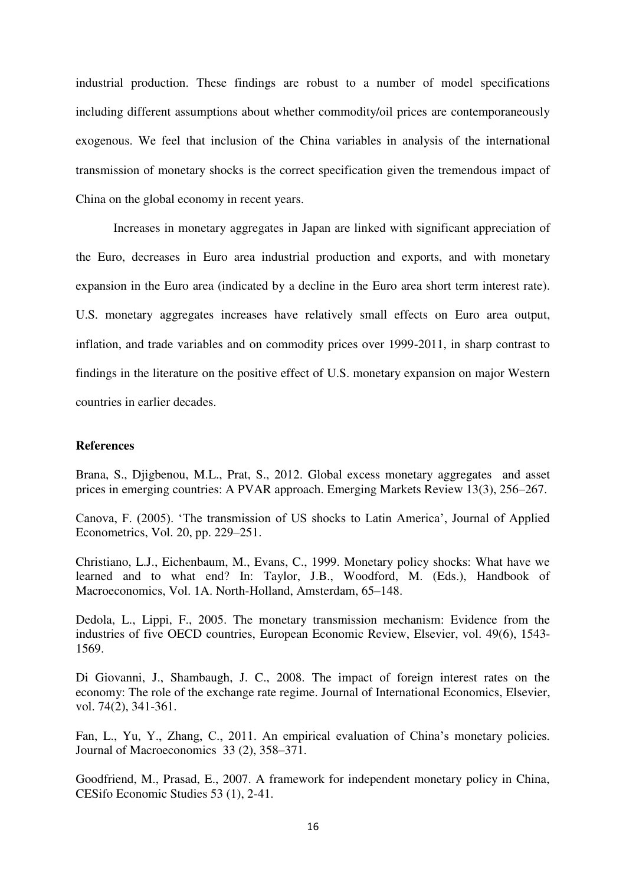industrial production. These findings are robust to a number of model specifications including different assumptions about whether commodity/oil prices are contemporaneously exogenous. We feel that inclusion of the China variables in analysis of the international transmission of monetary shocks is the correct specification given the tremendous impact of China on the global economy in recent years.

Increases in monetary aggregates in Japan are linked with significant appreciation of the Euro, decreases in Euro area industrial production and exports, and with monetary expansion in the Euro area (indicated by a decline in the Euro area short term interest rate). U.S. monetary aggregates increases have relatively small effects on Euro area output, inflation, and trade variables and on commodity prices over 1999-2011, in sharp contrast to findings in the literature on the positive effect of U.S. monetary expansion on major Western countries in earlier decades.

**References**

Brana, S., Djigbenou, M.L., Prat, S., 2012. Global excess monetary aggregates and asset prices in emerging countries: A PVAR approach. Emerging Markets Review 13(3), 256–267.

Canova, F. (2005). 'The transmission of US shocks to Latin America', Journal of Applied Econometrics, Vol. 20, pp. 229–251.

Christiano, L.J., Eichenbaum, M., Evans, C., 1999. Monetary policy shocks: What have we learned and to what end? In: Taylor, J.B., Woodford, M. (Eds.), Handbook of Macroeconomics, Vol. 1A. North-Holland, Amsterdam, 65–148.

Dedola, L., Lippi, F., 2005. The monetary transmission mechanism: Evidence from the industries of five OECD countries, European Economic Review, Elsevier, vol. 49(6), 1543-1569.

Di Giovanni, J., Shambaugh, J. C., 2008. The impact of foreign interest rates on the economy: The role of the exchange rate regime. Journal of International Economics, Elsevier, vol. 74(2), 341-361.

Fan, L., Yu, Y., Zhang, C., 2011. An empirical evaluation of China's monetary policies. Journal of Macroeconomics 33 (2), 358–371.

Goodfriend, M., Prasad, E., 2007. A framework for independent monetary policy in China, CESifo Economic Studies 53 (1), 2-41.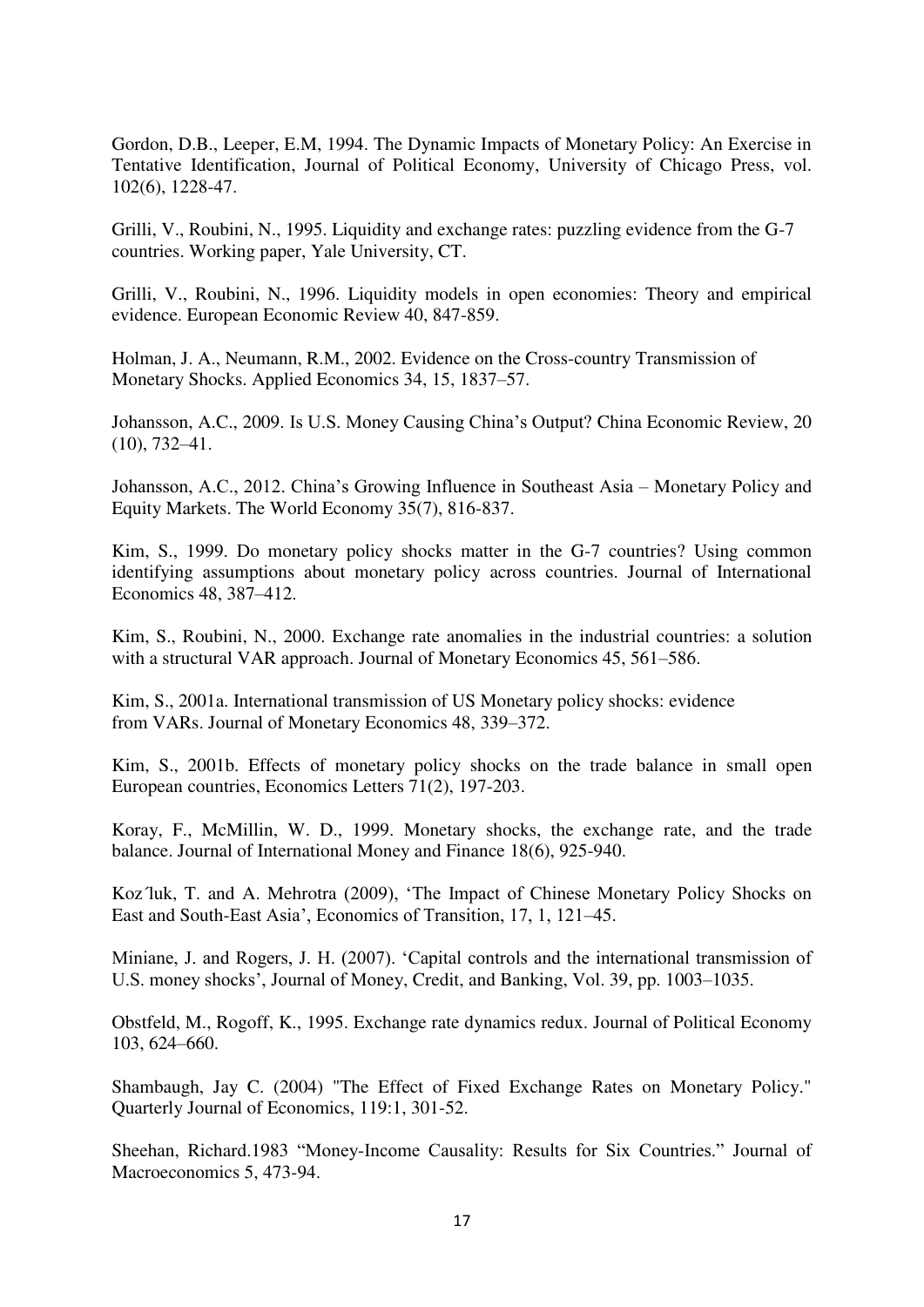Gordon, D.B., Leeper, E.M, 1994. The Dynamic Impacts of Monetary Policy: An Exercise in Tentative Identification, Journal of Political Economy, University of Chicago Press, vol. 102(6), 1228-47.

Grilli, V., Roubini, N., 1995. Liquidity and exchange rates: puzzling evidence from the G-7 countries. Working paper, Yale University, CT.

Grilli, V., Roubini, N., 1996. Liquidity models in open economies: Theory and empirical evidence. European Economic Review 40, 847-859.

Holman, J. A., Neumann, R.M., 2002. Evidence on the Cross-country Transmission of Monetary Shocks. Applied Economics 34, 15, 1837–57.

Johansson, A.C., 2009. Is U.S. Money Causing China's Output? China Economic Review, 20 (10), 732–41.

Johansson, A.C., 2012. China's Growing Influence in Southeast Asia – Monetary Policy and Equity Markets. The World Economy 35(7), 816-837.

Kim, S., 1999. Do monetary policy shocks matter in the G-7 countries? Using common identifying assumptions about monetary policy across countries. Journal of International Economics 48, 387–412.

Kim, S., Roubini, N., 2000. Exchange rate anomalies in the industrial countries: a solution with a structural VAR approach. Journal of Monetary Economics 45, 561–586.

Kim, S., 2001a. International transmission of US Monetary policy shocks: evidence from VARs. Journal of Monetary Economics 48, 339–372.

Kim, S., 2001b. Effects of monetary policy shocks on the trade balance in small open European countries, Economics Letters 71(2), 197-203.

Koray, F., McMillin, W. D., 1999. Monetary shocks, the exchange rate, and the trade balance. Journal of International Money and Finance 18(6), 925-940.

Koz´luk, T. and A. Mehrotra (2009), 'The Impact of Chinese Monetary Policy Shocks on East and South-East Asia', Economics of Transition, 17, 1, 121–45.

Miniane, J. and Rogers, J. H. (2007). 'Capital controls and the international transmission of U.S. money shocks', Journal of Money, Credit, and Banking, Vol. 39, pp. 1003–1035.

Obstfeld, M., Rogoff, K., 1995. Exchange rate dynamics redux. Journal of Political Economy 103, 624–660.

Shambaugh, Jay C. (2004) "The Effect of Fixed Exchange Rates on Monetary Policy." Quarterly Journal of Economics, 119:1, 301-52.

Sheehan, Richard.1983 "Money-Income Causality: Results for Six Countries." Journal of Macroeconomics 5, 473-94.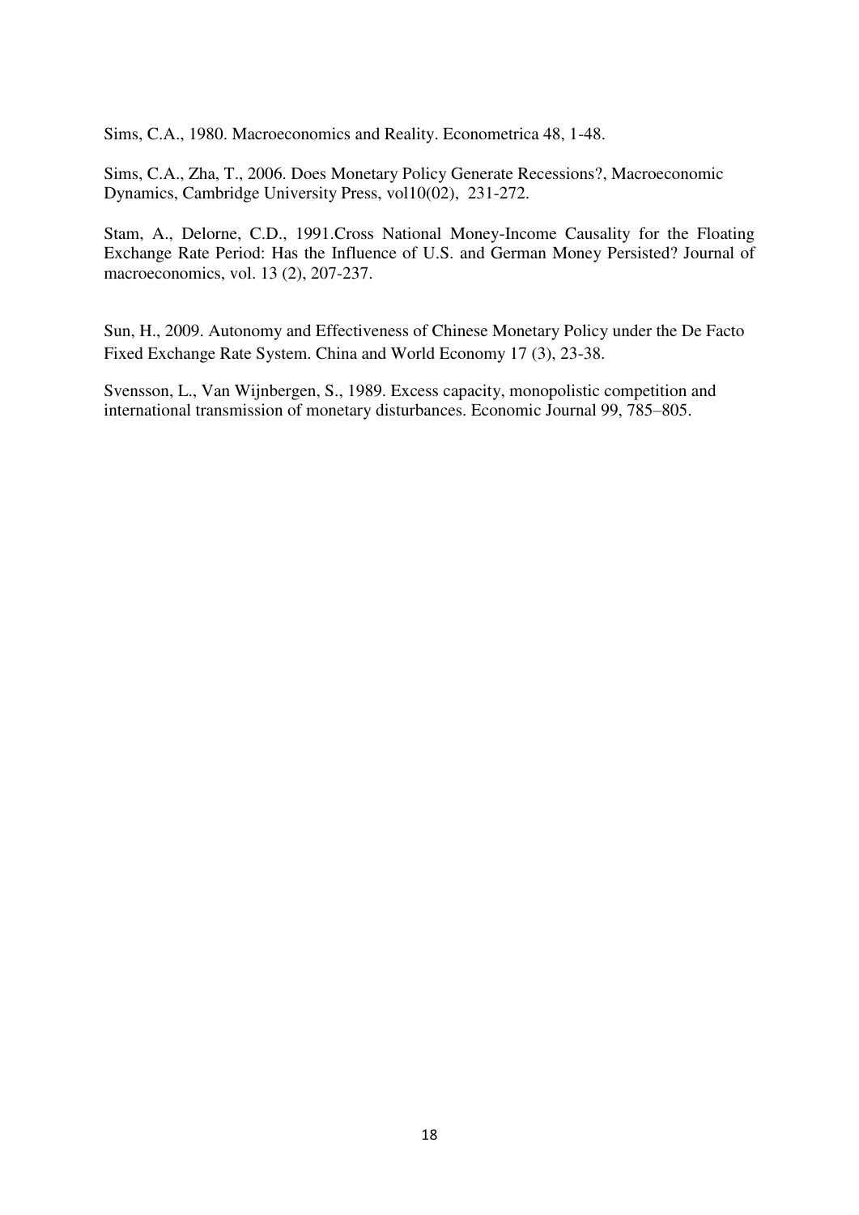Sims, C.A., 1980. Macroeconomics and Reality. Econometrica 48, 1-48.

Sims, C.A., Zha, T., 2006. Does Monetary Policy Generate Recessions?, Macroeconomic Dynamics, Cambridge University Press, vol10(02), 231-272.

Stam, A., Delorne, C.D., 1991.Cross National Money-Income Causality for the Floating Exchange Rate Period: Has the Influence of U.S. and German Money Persisted? Journal of macroeconomics, vol. 13 (2), 207-237.

Sun, H., 2009. Autonomy and Effectiveness of Chinese Monetary Policy under the De Facto Fixed Exchange Rate System. China and World Economy 17 (3), 23-38.

Svensson, L., Van Wijnbergen, S., 1989. Excess capacity, monopolistic competition and international transmission of monetary disturbances. Economic Journal 99, 785–805.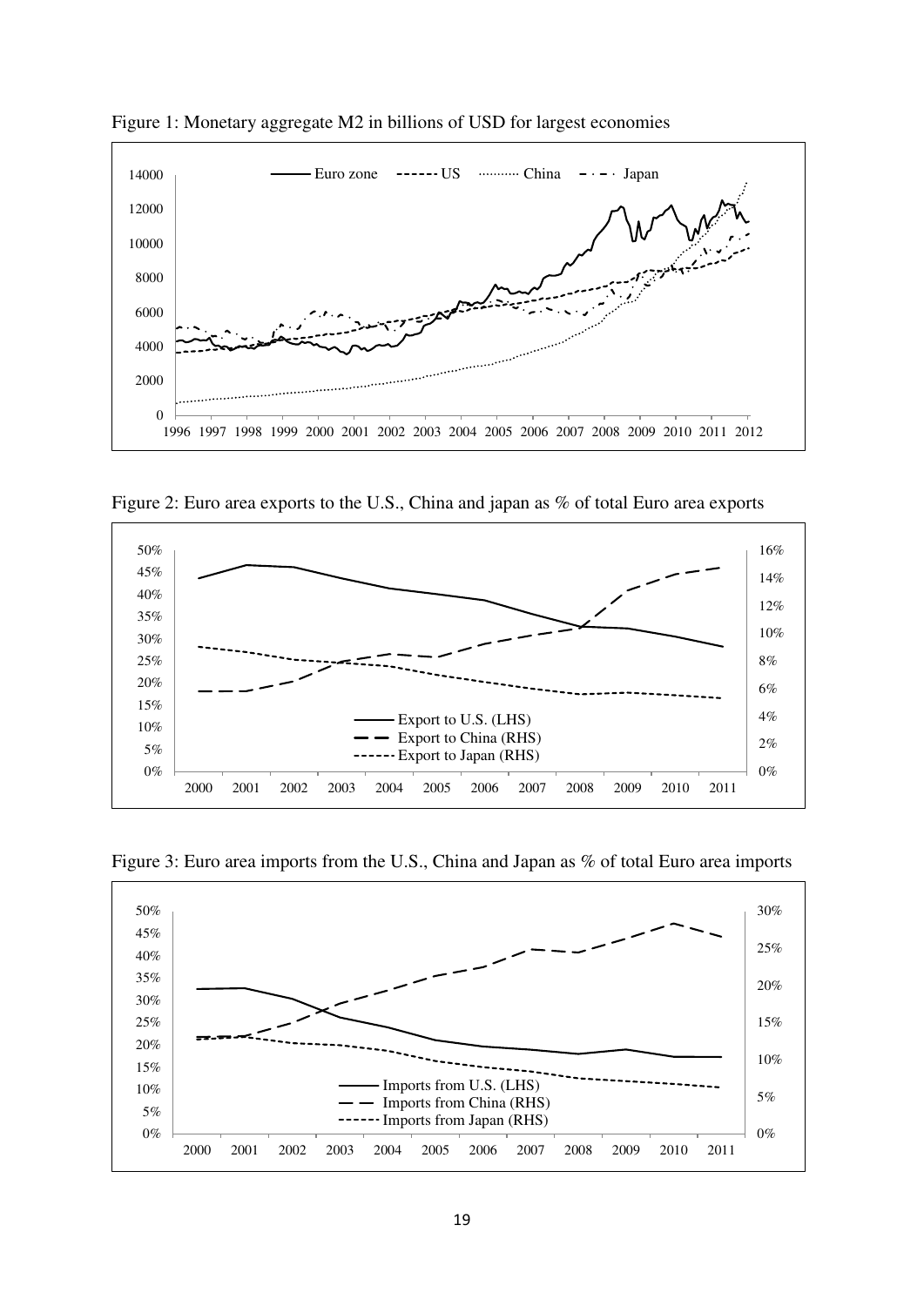Figure 1: Monetary aggregate M2 in billions of USD for largest economies

Figure 2: Euro area exports to the U.S., China and japan as % of total Euro area exports

Figure 3: Euro area imports from the U.S., China and Japan as % of total Euro area imports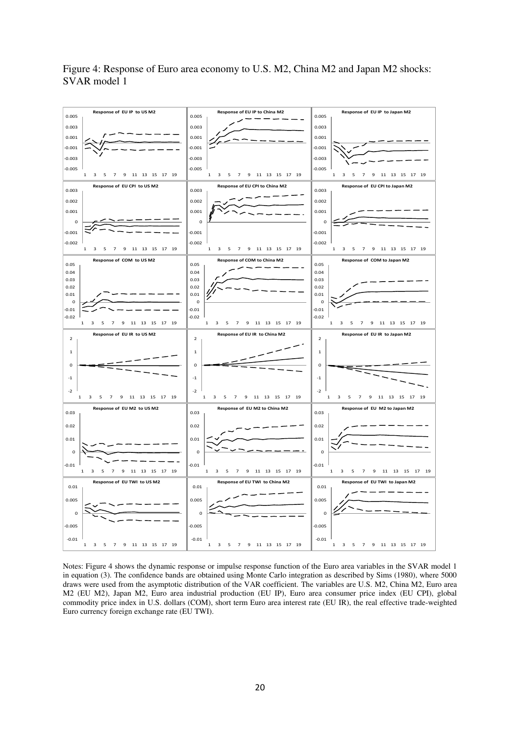Figure 4: Response of Euro area economy to U.S. M2, China M2 and Japan M2 shocks: SVAR model 1

Notes: Figure 4 shows the dynamic response or impulse response function of the Euro area variables in the SVAR model 1 in equation (3). The confidence bands are obtained using Monte Carlo integration as described by Sims (1980), where 5000 draws were used from the asymptotic distribution of the VAR coefficient. The variables are U.S. M2, China M2, Euro area M2 (EU M2), Japan M2, Euro area industrial production (EU IP), Euro area consumer price index (EU CPI), global commodity price index in U.S. dollars (COM), short term Euro area interest rate (EU IR), the real effective trade-weighted Euro currency foreign exchange rate (EU TWI).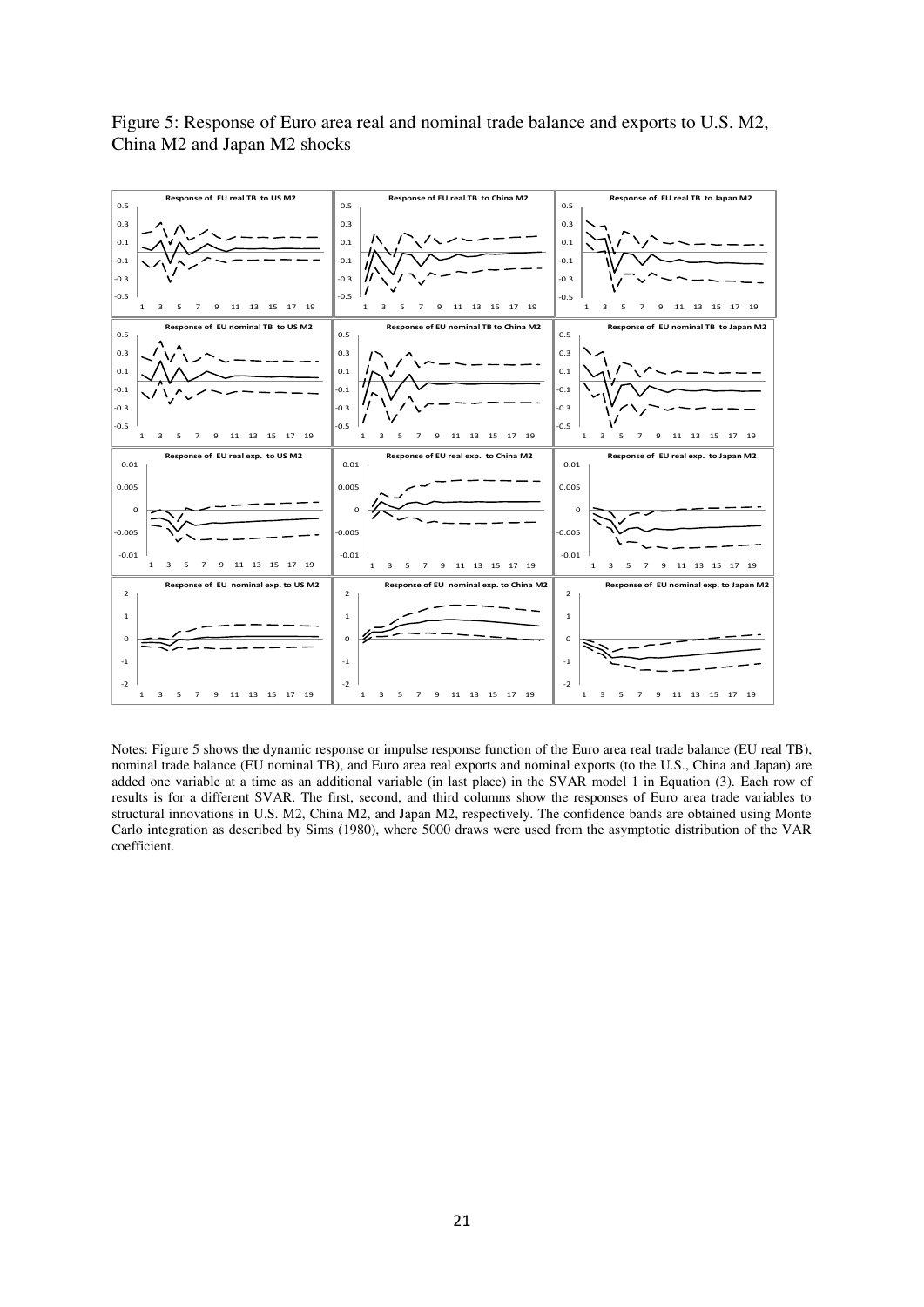Figure 5: Response of Euro area real and nominal trade balance and exports to U.S. M2, China M2 and Japan M2 shocks

Notes: Figure 5 shows the dynamic response or impulse response function of the Euro area real trade balance (EU real TB), nominal trade balance (EU nominal TB), and Euro area real exports and nominal exports (to the U.S., China and Japan) are added one variable at a time as an additional variable (in last place) in the SVAR model 1 in Equation (3). Each row of results is for a different SVAR. The first, second, and third columns show the responses of Euro area trade variables to structural innovations in U.S. M2, China M2, and Japan M2, respectively. The confidence bands are obtained using Monte Carlo integration as described by Sims (1980), where 5000 draws were used from the asymptotic distribution of the VAR coefficient.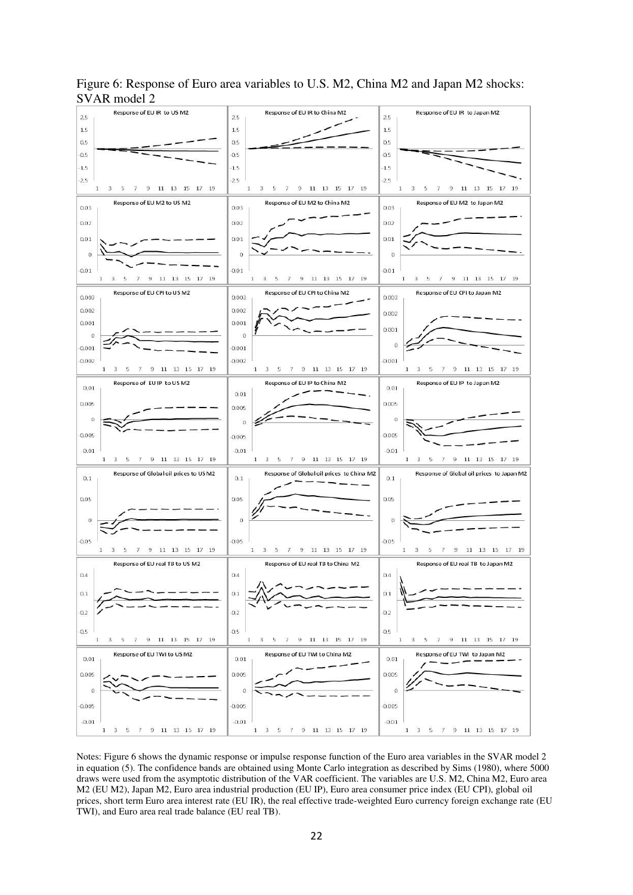Figure 6: Response of Euro area variables to U.S. M2, China M2 and Japan M2 shocks: SVAR model 2

Response of EU IR to US M2
2.5
1.5
0.5
-0.5
-1.5
-2.5
1 3 5 7 9 11 13 15 17 19

Response of EU IR to China M2
2.5
1.5
0.5
-0.5
-1.5
-2.5
1 3 5 7 9 11 13 15 17 19

Response of EU IR to Japan M2
2.5
1.5
0.5
-0.5
-1.5
-2.5
1 3 5 7 9 11 13 15 17 19

Response of EU M2 to US M2
0.03
0.02
0.01
0
-0.01
1 3 5 7 9 11 13 15 17 19

Response of EU M2 to China M2
0.03
0.02
0.01
0
-0.01
1 3 5 7 9 11 13 15 17 19

Response of EU M2 to Japan M2
0.03
0.02
0.01
0
-0.01
1 3 5 7 9 11 13 15 17 19

Response of EU CPI to US M2
0.003
0.002
0.001
0
-0.001
-0.002
1 3 5 7 9 11 13 15 17 19

Response of EU CPI to China M2
0.003
0.002
0.001
0
-0.001
-0.002
1 3 5 7 9 11 13 15 17 19

Response of EU CPI to Japan M2
0.003
0.002
0.001
0
-0.001
1 3 5 7 9 11 13 15 17 19

Response of EU IP to US M2
0.01
0.005
0
-0.005
-0.01
1 3 5 7 9 11 13 15 17 19

Response of EU IP to China M2
0.01
0.005
0
-0.005
-0.01
1 3 5 7 9 11 13 15 17 19

Response of EU IP to Japan M2
0.01
0.005
0
-0.005
-0.01
1 3 5 7 9 11 13 15 17 19

Response of Global oil prices to US M2
0.1
0.05
0
-0.05
1 3 5 7 9 11 13 15 17 19

Response of Global oil prices to China M2
0.1
0.05
0
-0.05
1 3 5 7 9 11 13 15 17 19

Response of Global oil prices to Japan M2
0.1
0.05
0
-0.05
1 3 5 7 9 11 13 15 17 19

Response of EU real TB to US M2
0.4
0.1
-0.2
-0.5
1 3 5 7 9 11 13 15 17 19

Response of EU real TB to China M2
0.4
0.1
-0.2
-0.5
1 3 5 7 9 11 13 15 17 19

Response of EU real TB to Japan M2
0.4
0.1
-0.2
-0.5
1 3 5 7 9 11 13 15 17 19

Response of EU TWI to US M2
0.01
0.005
0
-0.005
-0.01
1 3 5 7 9 11 13 15 17 19

Response of EU TWI to China M2
0.01
0.005
0
-0.005
-0.01
1 3 5 7 9 11 13 15 17 19

Response of EU TWI to Japan M2
0.01
0.005
0
-0.005
-0.01
1 3 5 7 9 11 13 15 17 19

Notes: Figure 6 shows the dynamic response or impulse response function of the Euro area variables in the SVAR model 2 in equation (5). The confidence bands are obtained using Monte Carlo integration as described by Sims (1980), where 5000 draws were used from the asymptotic distribution of the VAR coefficient. The variables are U.S. M2, China M2, Euro area M2 (EU M2), Japan M2, Euro area industrial production (EU IP), Euro area consumer price index (EU CPI), global oil prices, short term Euro area interest rate (EU IR), the real effective trade-weighted Euro currency foreign exchange rate (EU TWI), and Euro area real trade balance (EU real TB).